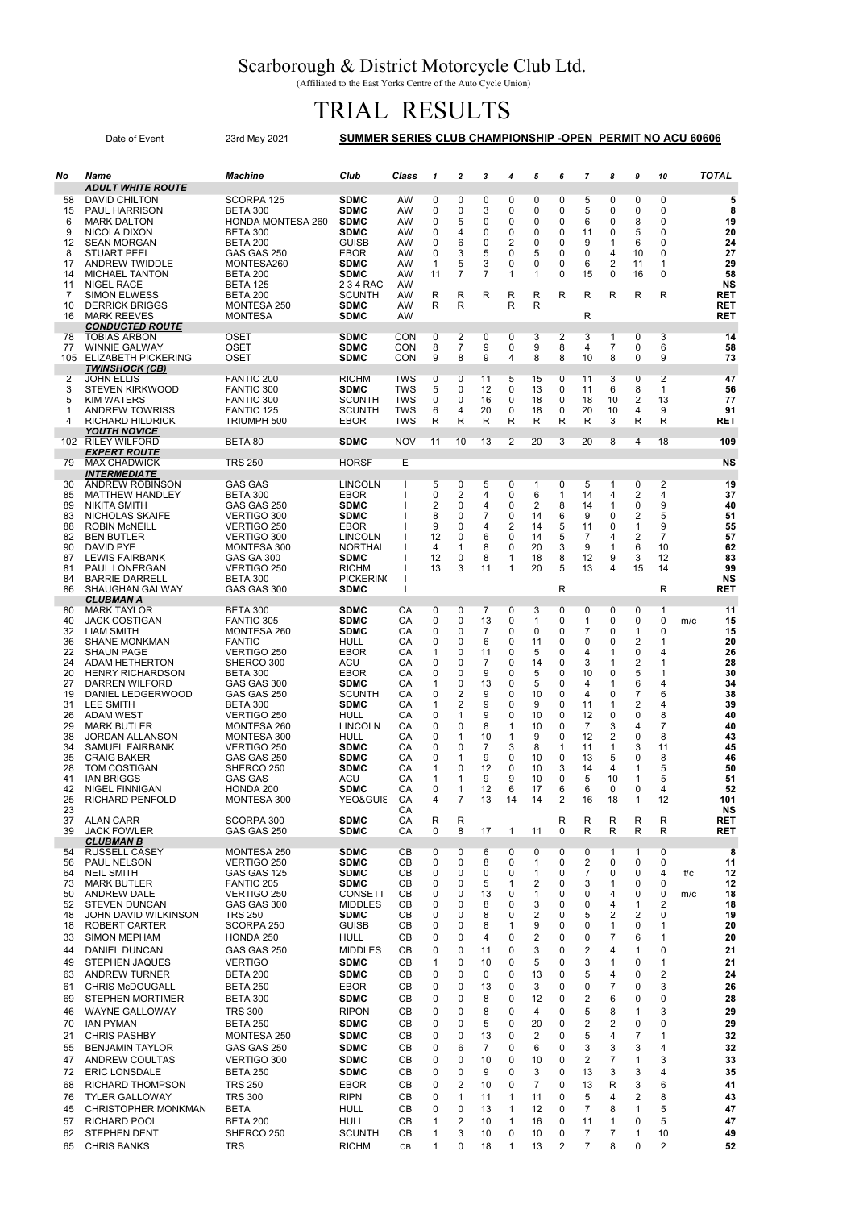# Scarborough & District Motorcycle Club Ltd.

(Affiliated to the East Yorks Centre of the Auto Cycle Union)

# TRIAL RESULTS

Date of Event 23rd May 2021 **SUMMER SERIES CLUB CHAMPIONSHIP -OPEN PERMIT NO ACU 60606**

| No | Name | Machine | Club | Class | 1 | 2 | 3 | 4 | 5 | 6 | 7 | 8 | 9 | 10 | | TOTAL |
|---|---|---|---|---|---|---|---|---|---|---|---|---|---|---|---|---|
| | ***ADULT WHITE ROUTE*** | | | | | | | | | | | | | | | |
| 58 | DAVID CHILTON | SCORPA 125 | SDMC | AW | 0 | 0 | 0 | 0 | 0 | 0 | 5 | 0 | 0 | 0 | | 5 |
| 15 | PAUL HARRISON | BETA 300 | SDMC | AW | 0 | 0 | 3 | 0 | 0 | 0 | 5 | 0 | 0 | 0 | | 8 |
| 6 | MARK DALTON | HONDA MONTESA 260 | SDMC | AW | 0 | 5 | 0 | 0 | 0 | 0 | 6 | 0 | 8 | 0 | | 19 |
| 9 | NICOLA DIXON | BETA 300 | SDMC | AW | 0 | 4 | 0 | 0 | 0 | 0 | 11 | 0 | 5 | 0 | | 20 |
| 12 | SEAN MORGAN | BETA 200 | GUISB | AW | 0 | 6 | 0 | 2 | 0 | 0 | 9 | 1 | 6 | 0 | | 24 |
| 8 | STUART PEEL | GAS GAS 250 | EBOR | AW | 0 | 3 | 5 | 0 | 5 | 0 | 0 | 4 | 10 | 0 | | 27 |
| 17 | ANDREW TWIDDLE | MONTESA260 | SDMC | AW | 1 | 5 | 3 | 0 | 0 | 0 | 6 | 2 | 11 | 1 | | 29 |
| 14 | MICHAEL TANTON | BETA 200 | SDMC | AW | 11 | 7 | 7 | 1 | 1 | 0 | 15 | 0 | 16 | 0 | | 58 |
| 11 | NIGEL RACE | BETA 125 | 2 3 4 RAC | AW | | | | | | | | | | | | NS |
| 7 | SIMON ELWESS | BETA 200 | SCUNTH | AW | R | R | R | R | R | R | R | R | R | R | | RET |
| 10 | DERRICK BRIGGS | MONTESA 250 | SDMC | AW | R | R | | R | R | | | | | | | RET |
| 16 | MARK REEVES | MONTESA | SDMC | AW | | | | | | | R | | | | | RET |
| | ***CONDUCTED ROUTE*** | | | | | | | | | | | | | | | |
| 78 | TOBIAS ARBON | OSET | SDMC | CON | 0 | 2 | 0 | 0 | 3 | 2 | 3 | 1 | 0 | 3 | | 14 |
| 77 | WINNIE GALWAY | OSET | SDMC | CON | 8 | 7 | 9 | 0 | 9 | 8 | 4 | 7 | 0 | 6 | | 58 |
| 105 | ELIZABETH PICKERING | OSET | SDMC | CON | 9 | 8 | 9 | 4 | 8 | 8 | 10 | 8 | 0 | 9 | | 73 |
| | ***TWINSHOCK (CB)*** | | | | | | | | | | | | | | | |
| 2 | JOHN ELLIS | FANTIC 200 | RICHM | TWS | 0 | 0 | 11 | 5 | 15 | 0 | 11 | 3 | 0 | 2 | | 47 |
| 3 | STEVEN KIRKWOOD | FANTIC 300 | SDMC | TWS | 5 | 0 | 12 | 0 | 13 | 0 | 11 | 6 | 8 | 1 | | 56 |
| 5 | KIM WATERS | FANTIC 300 | SCUNTH | TWS | 0 | 0 | 16 | 0 | 18 | 0 | 18 | 10 | 2 | 13 | | 77 |
| 1 | ANDREW TOWRISS | FANTIC 125 | SCUNTH | TWS | 6 | 4 | 20 | 0 | 18 | 0 | 20 | 10 | 4 | 9 | | 91 |
| 4 | RICHARD HILDRICK | TRIUMPH 500 | EBOR | TWS | R | R | R | R | R | R | R | 3 | R | R | | RET |
| | ***YOUTH NOVICE*** | | | | | | | | | | | | | | | |
| 102 | RILEY WILFORD | BETA 80 | SDMC | NOV | 11 | 10 | 13 | 2 | 20 | 3 | 20 | 8 | 4 | 18 | | 109 |
| | ***EXPERT ROUTE*** | | | | | | | | | | | | | | | |
| 79 | MAX CHADWICK | TRS 250 | HORSF | E | | | | | | | | | | | | NS |
| | ***INTERMEDIATE*** | | | | | | | | | | | | | | | |
| 30 | ANDREW ROBINSON | GAS GAS | LINCOLN | I | 5 | 0 | 5 | 0 | 1 | 0 | 5 | 1 | 0 | 2 | | 19 |
| 85 | MATTHEW HANDLEY | BETA 300 | EBOR | I | 0 | 2 | 4 | 0 | 6 | 1 | 14 | 4 | 2 | 4 | | 37 |
| 89 | NIKITA SMITH | GAS GAS 250 | SDMC | I | 2 | 0 | 4 | 0 | 2 | 8 | 14 | 1 | 0 | 9 | | 40 |
| 83 | NICHOLAS SKAIFE | VERTIGO 300 | SDMC | I | 8 | 0 | 7 | 0 | 14 | 6 | 9 | 0 | 2 | 5 | | 51 |
| 88 | ROBIN McNEILL | VERTIGO 250 | EBOR | I | 9 | 0 | 4 | 2 | 14 | 5 | 11 | 0 | 1 | 9 | | 55 |
| 82 | BEN BUTLER | VERTIGO 300 | LINCOLN | I | 12 | 0 | 6 | 0 | 14 | 5 | 7 | 4 | 2 | 7 | | 57 |
| 90 | DAVID PYE | MONTESA 300 | NORTHAL | I | 4 | 1 | 8 | 0 | 20 | 3 | 9 | 1 | 6 | 10 | | 62 |
| 87 | LEWIS FAIRBANK | GAS GA 300 | SDMC | I | 12 | 0 | 8 | 1 | 18 | 8 | 12 | 9 | 3 | 12 | | 83 |
| 81 | PAUL LONERGAN | VERTIGO 250 | RICHM | I | 13 | 3 | 11 | 1 | 20 | 5 | 13 | 4 | 15 | 14 | | 99 |
| 84 | BARRIE DARRELL | BETA 300 | PICKERING | I | | | | | | | | | | | | NS |
| 86 | SHAUGHAN GALWAY | GAS GAS 300 | SDMC | I | | | | | | R | | | | R | | RET |
| | ***CLUBMAN A*** | | | | | | | | | | | | | | | |
| 80 | MARK TAYLOR | BETA 300 | SDMC | CA | 0 | 0 | 7 | 0 | 3 | 0 | 0 | 0 | 0 | 1 | | 11 |
| 40 | JACK COSTIGAN | FANTIC 305 | SDMC | CA | 0 | 0 | 13 | 0 | 1 | 0 | 1 | 0 | 0 | 0 | m/c | 15 |
| 32 | LIAM SMITH | MONTESA 260 | SDMC | CA | 0 | 0 | 7 | 0 | 0 | 0 | 7 | 0 | 1 | 0 | | 15 |
| 36 | SHANE MONKMAN | FANTIC | HULL | CA | 0 | 0 | 6 | 0 | 11 | 0 | 0 | 0 | 2 | 1 | | 20 |
| 22 | SHAUN PAGE | VERTIGO 250 | EBOR | CA | 1 | 0 | 11 | 0 | 5 | 0 | 4 | 1 | 0 | 4 | | 26 |
| 24 | ADAM HETHERTON | SHERCO 300 | ACU | CA | 0 | 0 | 7 | 0 | 14 | 0 | 3 | 1 | 2 | 1 | | 28 |
| 20 | HENRY RICHARDSON | BETA 300 | EBOR | CA | 0 | 0 | 9 | 0 | 5 | 0 | 10 | 0 | 5 | 1 | | 30 |
| 27 | DARREN WILFORD | GAS GAS 300 | SDMC | CA | 1 | 0 | 13 | 0 | 5 | 0 | 4 | 1 | 6 | 4 | | 34 |
| 19 | DANIEL LEDGERWOOD | GAS GAS 250 | SCUNTH | CA | 0 | 2 | 9 | 0 | 10 | 0 | 4 | 0 | 7 | 6 | | 38 |
| 31 | LEE SMITH | BETA 300 | SDMC | CA | 1 | 2 | 9 | 0 | 9 | 0 | 11 | 1 | 2 | 4 | | 39 |
| 26 | ADAM WEST | VERTIGO 250 | HULL | CA | 0 | 1 | 9 | 0 | 10 | 0 | 12 | 0 | 0 | 8 | | 40 |
| 29 | MARK BUTLER | MONTESA 260 | LINCOLN | CA | 0 | 0 | 8 | 1 | 10 | 0 | 7 | 3 | 4 | 7 | | 40 |
| 38 | JORDAN ALLANSON | MONTESA 300 | HULL | CA | 0 | 1 | 10 | 1 | 9 | 0 | 12 | 2 | 0 | 8 | | 43 |
| 34 | SAMUEL FAIRBANK | VERTIGO 250 | SDMC | CA | 0 | 0 | 7 | 3 | 8 | 1 | 11 | 1 | 3 | 11 | | 45 |
| 35 | CRAIG BAKER | GAS GAS 250 | SDMC | CA | 0 | 1 | 9 | 0 | 10 | 0 | 13 | 5 | 0 | 8 | | 46 |
| 28 | TOM COSTIGAN | SHERCO 250 | SDMC | CA | 1 | 0 | 12 | 0 | 10 | 3 | 14 | 4 | 1 | 5 | | 50 |
| 41 | IAN BRIGGS | GAS GAS | ACU | CA | 1 | 1 | 9 | 9 | 10 | 0 | 5 | 10 | 1 | 5 | | 51 |
| 42 | NIGEL FINNIGAN | HONDA 200 | SDMC | CA | 0 | 1 | 12 | 6 | 17 | 6 | 6 | 0 | 0 | 4 | | 52 |
| 25 | RICHARD PENFOLD | MONTESA 300 | YEO&GUIS | CA | 4 | 7 | 13 | 14 | 14 | 2 | 16 | 18 | 1 | 12 | | 101 |
| 23 | | | | CA | | | | | | | | | | | | NS |
| 37 | ALAN CARR | SCORPA 300 | SDMC | CA | R | R | | | | R | R | R | R | R | | RET |
| 39 | JACK FOWLER | GAS GAS 250 | SDMC | CA | 0 | 8 | 17 | 1 | 11 | 0 | R | R | R | R | | RET |
| | ***CLUBMAN B*** | | | | | | | | | | | | | | | |
| 54 | RUSSELL CASEY | MONTESA 250 | SDMC | CB | 0 | 0 | 6 | 0 | 0 | 0 | 0 | 1 | 1 | 0 | | 8 |
| 56 | PAUL NELSON | VERTIGO 250 | SDMC | CB | 0 | 0 | 8 | 0 | 1 | 0 | 2 | 0 | 0 | 0 | | 11 |
| 64 | NEIL SMITH | GAS GAS 125 | SDMC | CB | 0 | 0 | 0 | 0 | 1 | 0 | 7 | 0 | 0 | 4 | f/c | 12 |
| 73 | MARK BUTLER | FANTIC 205 | SDMC | CB | 0 | 0 | 5 | 1 | 2 | 0 | 3 | 1 | 0 | 0 | | 12 |
| 50 | ANDREW DALE | VERTIGO 250 | CONSETT | CB | 0 | 0 | 13 | 0 | 1 | 0 | 0 | 4 | 0 | 0 | m/c | 18 |
| 52 | STEVEN DUNCAN | GAS GAS 300 | MIDDLES | CB | 0 | 0 | 8 | 0 | 3 | 0 | 0 | 4 | 1 | 2 | | 18 |
| 48 | JOHN DAVID WILKINSON | TRS 250 | SDMC | CB | 0 | 0 | 8 | 0 | 2 | 0 | 5 | 2 | 2 | 0 | | 19 |
| 18 | ROBERT CARTER | SCORPA 250 | GUISB | CB | 0 | 0 | 8 | 1 | 9 | 0 | 0 | 1 | 0 | 1 | | 20 |
| 33 | SIMON MEPHAM | HONDA 250 | HULL | CB | 0 | 0 | 4 | 0 | 2 | 0 | 0 | 7 | 6 | 1 | | 20 |
| 44 | DANIEL DUNCAN | GAS GAS 250 | MIDDLES | CB | 0 | 0 | 11 | 0 | 3 | 0 | 2 | 4 | 1 | 0 | | 21 |
| 49 | STEPHEN JAQUES | VERTIGO | SDMC | CB | 1 | 0 | 10 | 0 | 5 | 0 | 3 | 1 | 0 | 1 | | 21 |
| 63 | ANDREW TURNER | BETA 200 | SDMC | CB | 0 | 0 | 0 | 0 | 13 | 0 | 5 | 4 | 0 | 2 | | 24 |
| 61 | CHRIS McDOUGALL | BETA 250 | EBOR | CB | 0 | 0 | 13 | 0 | 3 | 0 | 0 | 7 | 0 | 3 | | 26 |
| 69 | STEPHEN MORTIMER | BETA 300 | SDMC | CB | 0 | 0 | 8 | 0 | 12 | 0 | 2 | 6 | 0 | 0 | | 28 |
| 46 | WAYNE GALLOWAY | TRS 300 | RIPON | CB | 0 | 0 | 8 | 0 | 4 | 0 | 5 | 8 | 1 | 3 | | 29 |
| 70 | IAN PYMAN | BETA 250 | SDMC | CB | 0 | 0 | 5 | 0 | 20 | 0 | 2 | 2 | 0 | 0 | | 29 |
| 21 | CHRIS PASHBY | MONTESA 250 | SDMC | CB | 0 | 0 | 13 | 0 | 2 | 0 | 5 | 4 | 7 | 1 | | 32 |
| 55 | BENJAMIN TAYLOR | GAS GAS 250 | SDMC | CB | 0 | 6 | 7 | 0 | 6 | 0 | 3 | 3 | 3 | 4 | | 32 |
| 47 | ANDREW COULTAS | VERTIGO 300 | SDMC | CB | 0 | 0 | 10 | 0 | 10 | 0 | 2 | 7 | 1 | 3 | | 33 |
| 72 | ERIC LONSDALE | BETA 250 | SDMC | CB | 0 | 0 | 9 | 0 | 3 | 0 | 13 | 3 | 3 | 4 | | 35 |
| 68 | RICHARD THOMPSON | TRS 250 | EBOR | CB | 0 | 2 | 10 | 0 | 7 | 0 | 13 | R | 3 | 6 | | 41 |
| 76 | TYLER GALLOWAY | TRS 300 | RIPN | CB | 0 | 1 | 11 | 1 | 11 | 0 | 5 | 4 | 2 | 8 | | 43 |
| 45 | CHRISTOPHER MONKMAN | BETA | HULL | CB | 0 | 0 | 13 | 1 | 12 | 0 | 7 | 8 | 1 | 5 | | 47 |
| 57 | RICHARD POOL | BETA 200 | HULL | CB | 1 | 2 | 10 | 1 | 16 | 0 | 11 | 1 | 0 | 5 | | 47 |
| 62 | STEPHEN DENT | SHERCO 250 | SCUNTH | CB | 1 | 3 | 10 | 0 | 10 | 0 | 7 | 7 | 1 | 10 | | 49 |
| 65 | CHRIS BANKS | TRS | RICHM | CB | 1 | 0 | 18 | 1 | 13 | 2 | 7 | 8 | 0 | 2 | | 52 |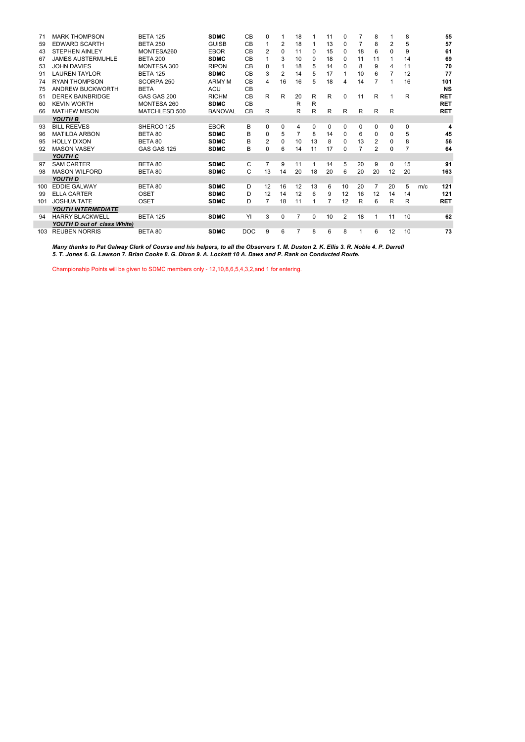| | | | | | | | | | | | | | | | | |
|---|---|---|---|---|---|---|---|---|---|---|---|---|---|---|---|---|
| 71 | MARK THOMPSON | BETA 125 | **SDMC** | CB | 0 | 1 | 18 | 1 | 11 | 0 | 7 | 8 | 1 | 8 | | **55** |
| 59 | EDWARD SCARTH | BETA 250 | **GUISB** | CB | 1 | 2 | 18 | 1 | 13 | 0 | 7 | 8 | 2 | 5 | | **57** |
| 43 | STEPHEN AINLEY | MONTESA260 | **EBOR** | CB | 2 | 0 | 11 | 0 | 15 | 0 | 18 | 6 | 0 | 9 | | **61** |
| 67 | JAMES AUSTERMUHLE | BETA 200 | **SDMC** | CB | 1 | 3 | 10 | 0 | 18 | 0 | 11 | 11 | 1 | 14 | | **69** |
| 53 | JOHN DAVIES | MONTESA 300 | **RIPON** | CB | 0 | 1 | 18 | 5 | 14 | 0 | 8 | 9 | 4 | 11 | | **70** |
| 91 | LAUREN TAYLOR | BETA 125 | **SDMC** | CB | 3 | 2 | 14 | 5 | 17 | 1 | 10 | 6 | 7 | 12 | | **77** |
| 74 | RYAN THOMPSON | SCORPA 250 | **ARMY M** | CB | 4 | 16 | 16 | 5 | 18 | 4 | 14 | 7 | 1 | 16 | | **101** |
| 75 | ANDREW BUCKWORTH | BETA | **ACU** | CB | | | | | | | | | | | | **NS** |
| 51 | DEREK BAINBRIDGE | GAS GAS 200 | **RICHM** | CB | R | R | 20 | R | R | 0 | 11 | R | 1 | R | | **RET** |
| 60 | KEVIN WORTH | MONTESA 260 | **SDMC** | CB | | | R | R | | | | | | | | **RET** |
| 66 | MATHEW MISON | MATCHLESD 500 | **BANOVAL** | CB | R | | R | R | R | R | R | R | R | | | **RET** |
| | ***YOUTH B*** | | | | | | | | | | | | | | | |
| 93 | BILL REEVES | SHERCO 125 | **EBOR** | B | 0 | 0 | 4 | 0 | 0 | 0 | 0 | 0 | 0 | 0 | | **4** |
| 96 | MATILDA ARBON | BETA 80 | **SDMC** | B | 0 | 5 | 7 | 8 | 14 | 0 | 6 | 0 | 0 | 5 | | **45** |
| 95 | HOLLY DIXON | BETA 80 | **SDMC** | B | 2 | 0 | 10 | 13 | 8 | 0 | 13 | 2 | 0 | 8 | | **56** |
| 92 | MASON VASEY | GAS GAS 125 | **SDMC** | B | 0 | 6 | 14 | 11 | 17 | 0 | 7 | 2 | 0 | 7 | | **64** |
| | ***YOUTH C*** | | | | | | | | | | | | | | | |
| 97 | SAM CARTER | BETA 80 | **SDMC** | C | 7 | 9 | 11 | 1 | 14 | 5 | 20 | 9 | 0 | 15 | | **91** |
| 98 | MASON WILFORD | BETA 80 | **SDMC** | C | 13 | 14 | 20 | 18 | 20 | 6 | 20 | 20 | 12 | 20 | | **163** |
| | ***YOUTH D*** | | | | | | | | | | | | | | | |
| 100 | EDDIE GALWAY | BETA 80 | **SDMC** | D | 12 | 16 | 12 | 13 | 6 | 10 | 20 | 7 | 20 | 5 | m/c | **121** |
| 99 | ELLA CARTER | OSET | **SDMC** | D | 12 | 14 | 12 | 6 | 9 | 12 | 16 | 12 | 14 | 14 | | **121** |
| 101 | JOSHUA TATE | OSET | **SDMC** | D | 7 | 18 | 11 | 1 | 7 | 12 | R | 6 | R | R | | **RET** |
| | ***YOUTH INTERMEDIATE*** | | | | | | | | | | | | | | | |
| 94 | HARRY BLACKWELL | BETA 125 | **SDMC** | YI | 3 | 0 | 7 | 0 | 10 | 2 | 18 | 1 | 11 | 10 | | **62** |
| | ***YOUTH D out of class White)*** | | | | | | | | | | | | | | | |
| 103 | REUBEN NORRIS | BETA 80 | **SDMC** | DOC | 9 | 6 | 7 | 8 | 6 | 8 | 1 | 6 | 12 | 10 | | **73** |

***Many thanks to Pat Galway Clerk of Course and his helpers, to all the Observers 1. M. Duston 2. K. Ellis 3. R. Noble 4. P. Darrell 5. T. Jones 6. G. Lawson 7. Brian Cooke 8. G. Dixon 9. A. Lockett 10 A. Daws and P. Rank on Conducted Route.***

Championship Points will be given to SDMC members only - 12,10,8,6,5,4,3,2,and 1 for entering.